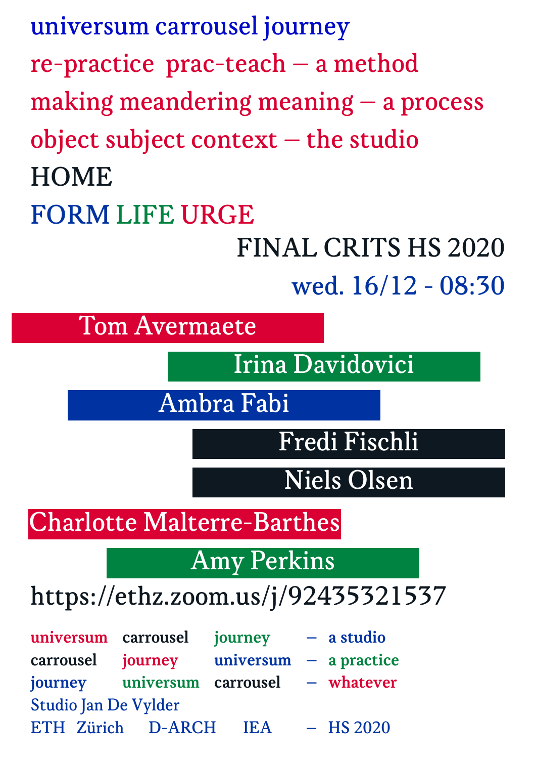universum carrousel journey

re-practice  prac-teach – a method

making meandering meaning – a process

object subject context – the studio

HOME

FORM LIFE URGE

FINAL CRITS HS 2020

wed. 16/12 - 08:30

Tom Avermaete

Irina Davidovici

Ambra Fabi

Fredi Fischli

Niels Olsen

Charlotte Malterre-Barthes

Amy Perkins

https://ethz.zoom.us/j/92435321537

universum carrousel journey – a studio

carrousel journey universum – a practice

journey universum carrousel – whatever

Studio Jan De Vylder

ETH Zürich D-ARCH IEA – HS 2020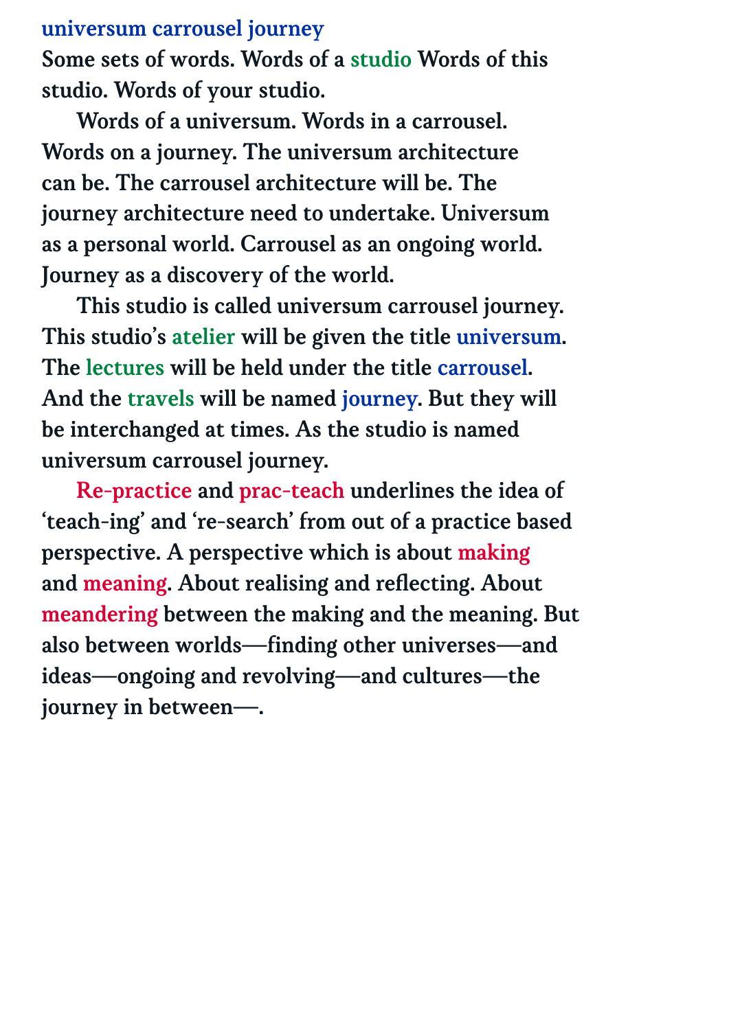## universum carrousel journey

Some sets of words. Words of a studio Words of this studio. Words of your studio.

Words of a universum. Words in a carrousel. Words on a journey. The universum architecture can be. The carrousel architecture will be. The journey architecture need to undertake. Universum as a personal world. Carrousel as an ongoing world. Journey as a discovery of the world.

This studio is called universum carrousel journey. This studio's atelier will be given the title universum. The lectures will be held under the title carrousel. And the travels will be named journey. But they will be interchanged at times. As the studio is named universum carrousel journey.

Re-practice and prac-teach underlines the idea of 'teach-ing' and 're-search' from out of a practice based perspective. A perspective which is about making and meaning. About realising and reflecting. About meandering between the making and the meaning. But also between worlds—finding other universes—and ideas—ongoing and revolving—and cultures—the journey in between—.